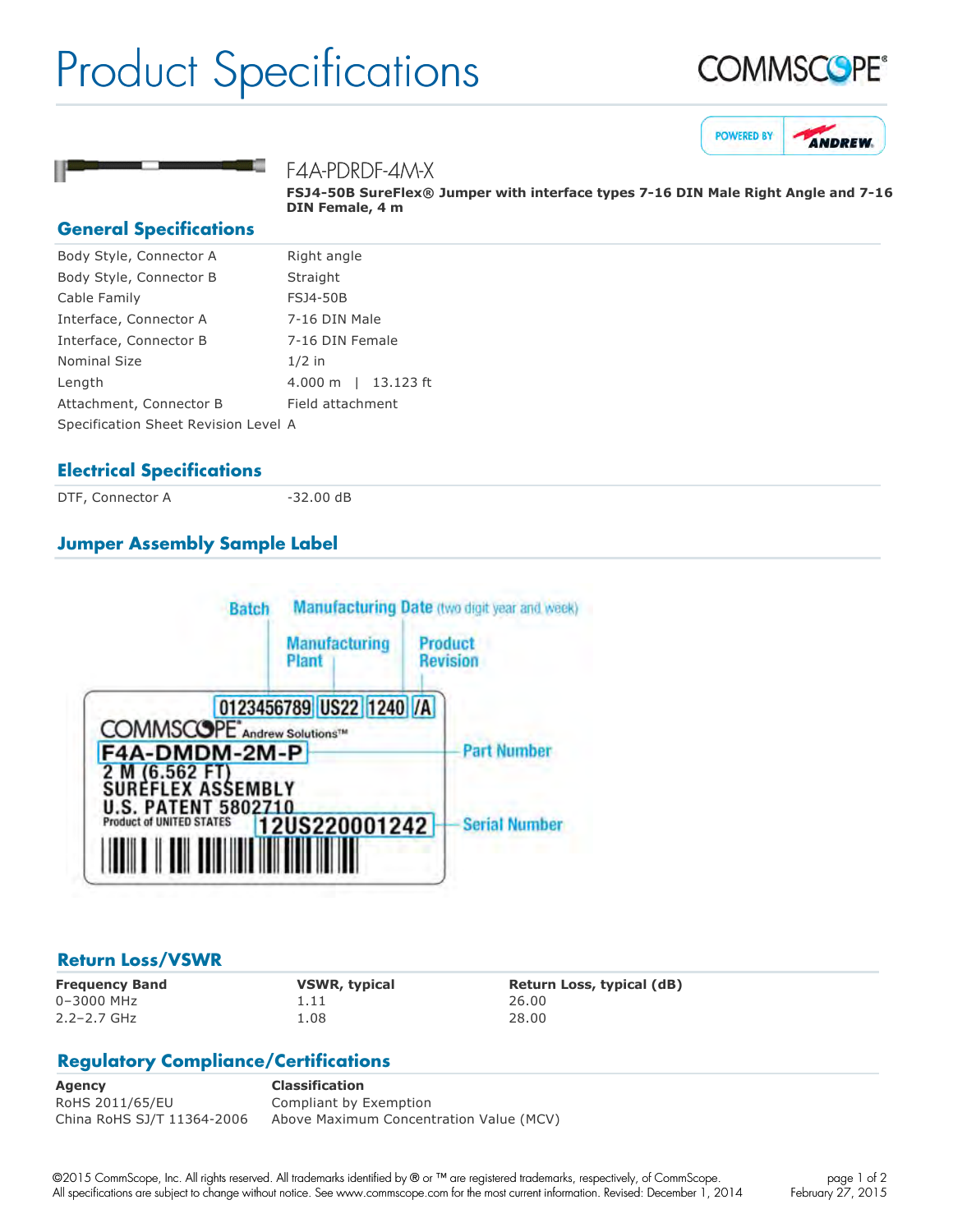# Product Specifications

COMMSCOPE®

POWERED BY ANDREW

F4A-PDRDF-4M-X

**FSJ4-50B SureFlex® Jumper with interface types 7-16 DIN Male Right Angle and 7-16 DIN Female, 4 m**

## General Specifications

| | |
|---|---|
| Body Style, Connector A | Right angle |
| Body Style, Connector B | Straight |
| Cable Family | FSJ4-50B |
| Interface, Connector A | 7-16 DIN Male |
| Interface, Connector B | 7-16 DIN Female |
| Nominal Size | 1/2 in |
| Length | 4.000 m \| 13.123 ft |
| Attachment, Connector B | Field attachment |
| Specification Sheet Revision Level | A |

## Electrical Specifications

| | |
|---|---|
| DTF, Connector A | -32.00 dB |

## Jumper Assembly Sample Label

Batch — Manufacturing Date (two digit year and week) — Manufacturing Plant — Product Revision

0123456789 US22 1240 /A

COMMSCOPE® Andrew Solutions™

F4A-DMDM-2M-P — Part Number

2 M (6.562 FT)
SUREFLEX ASSEMBLY
U.S. PATENT 5802710
Product of UNITED STATES

12US220001242 — Serial Number

## Return Loss/VSWR

| Frequency Band | VSWR, typical | Return Loss, typical (dB) |
|---|---|---|
| 0–3000 MHz | 1.11 | 26.00 |
| 2.2–2.7 GHz | 1.08 | 28.00 |

## Regulatory Compliance/Certifications

| Agency | Classification |
|---|---|
| RoHS 2011/65/EU | Compliant by Exemption |
| China RoHS SJ/T 11364-2006 | Above Maximum Concentration Value (MCV) |

©2015 CommScope, Inc. All rights reserved. All trademarks identified by ® or ™ are registered trademarks, respectively, of CommScope. All specifications are subject to change without notice. See www.commscope.com for the most current information. Revised: December 1, 2014

February 27, 2015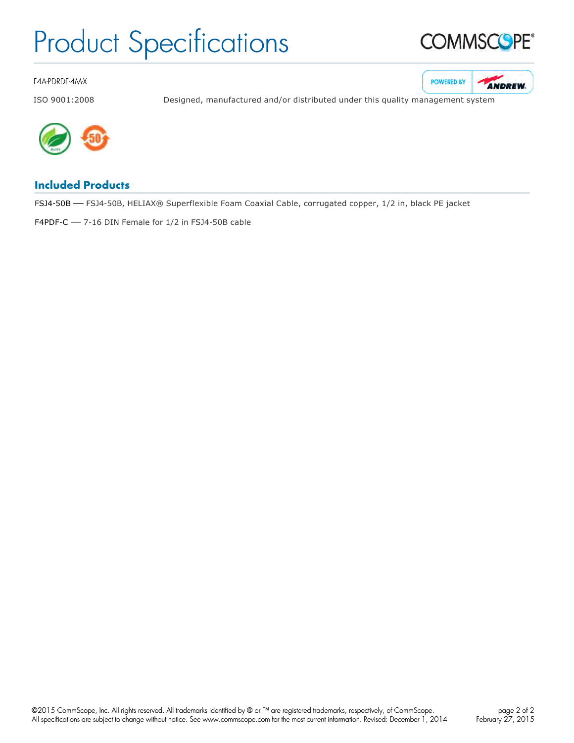# Product Specifications

F4A-PDRDF-4M-X

ISO 9001:2008 Designed, manufactured and/or distributed under this quality management system

## Included Products

FSJ4-50B — FSJ4-50B, HELIAX® Superflexible Foam Coaxial Cable, corrugated copper, 1/2 in, black PE jacket

F4PDF-C — 7-16 DIN Female for 1/2 in FSJ4-50B cable

©2015 CommScope, Inc. All rights reserved. All trademarks identified by ® or ™ are registered trademarks, respectively, of CommScope.
All specifications are subject to change without notice. See www.commscope.com for the most current information. Revised: December 1, 2014

February 27, 2015